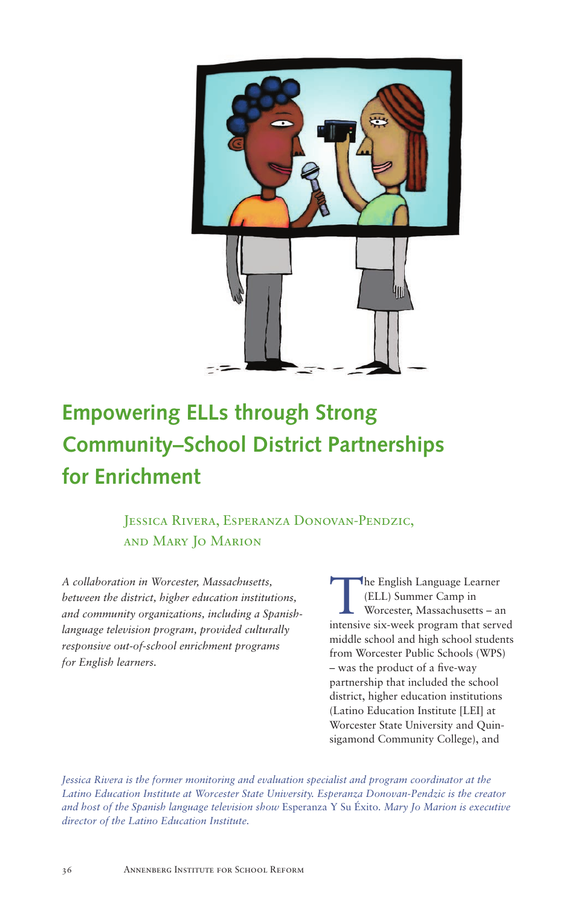# Empowering ELLs through Strong Community–School District Partnerships for Enrichment

Jessica Rivera, Esperanza Donovan-Pendzic, and Mary Jo Marion

*A collaboration in Worcester, Massachusetts, between the district, higher education institutions, and community organizations, including a Spanish-language television program, provided culturally responsive out-of-school enrichment programs for English learners.*

The English Language Learner (ELL) Summer Camp in Worcester, Massachusetts – an intensive six-week program that served middle school and high school students from Worcester Public Schools (WPS) – was the product of a five-way partnership that included the school district, higher education institutions (Latino Education Institute [LEI] at Worcester State University and Quinsigamond Community College), and

*Jessica Rivera is the former monitoring and evaluation specialist and program coordinator at the Latino Education Institute at Worcester State University. Esperanza Donovan-Pendzic is the creator and host of the Spanish language television show* Esperanza Y Su Éxito. *Mary Jo Marion is executive director of the Latino Education Institute.*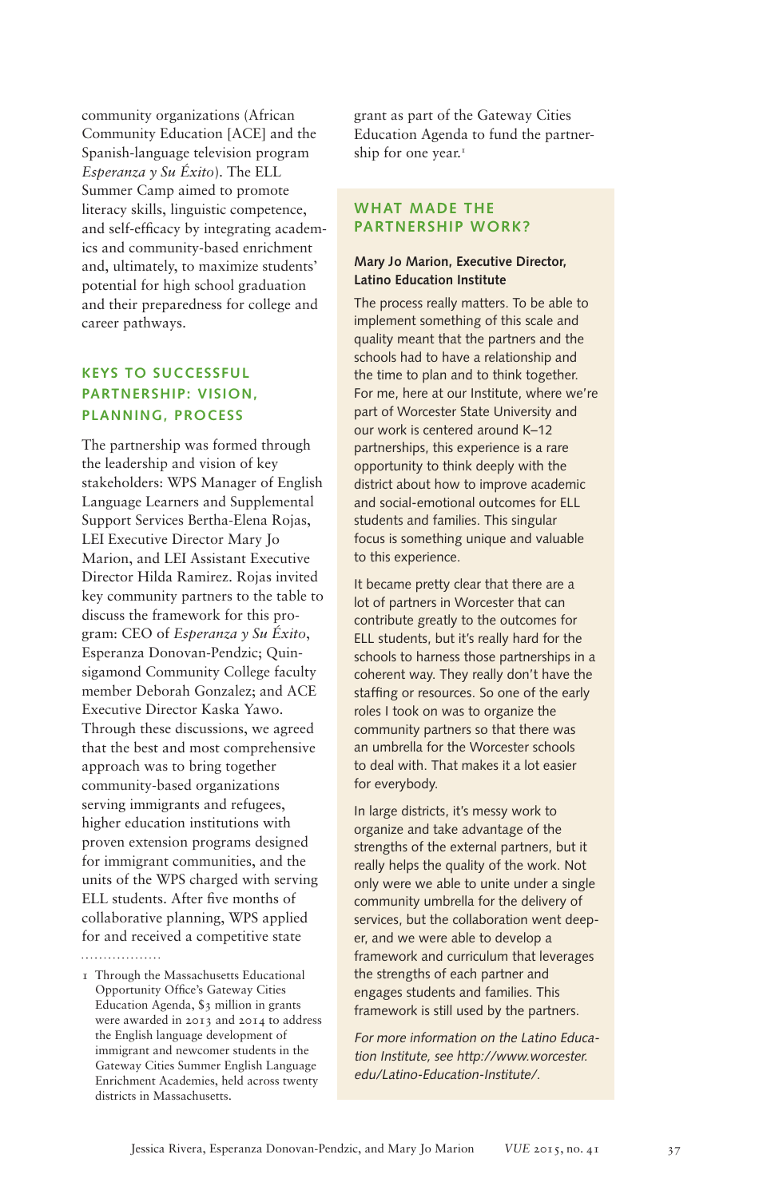community organizations (African Community Education [ACE] and the Spanish-language television program *Esperanza y Su Éxito*). The ELL Summer Camp aimed to promote literacy skills, linguistic competence, and self-efficacy by integrating academics and community-based enrichment and, ultimately, to maximize students' potential for high school graduation and their preparedness for college and career pathways.

## KEYS TO SUCCESSFUL PARTNERSHIP: VISION, PLANNING, PROCESS

The partnership was formed through the leadership and vision of key stakeholders: WPS Manager of English Language Learners and Supplemental Support Services Bertha-Elena Rojas, LEI Executive Director Mary Jo Marion, and LEI Assistant Executive Director Hilda Ramirez. Rojas invited key community partners to the table to discuss the framework for this program: CEO of *Esperanza y Su Éxito*, Esperanza Donovan-Pendzic; Quinsigamond Community College faculty member Deborah Gonzalez; and ACE Executive Director Kaska Yawo. Through these discussions, we agreed that the best and most comprehensive approach was to bring together community-based organizations serving immigrants and refugees, higher education institutions with proven extension programs designed for immigrant communities, and the units of the WPS charged with serving ELL students. After five months of collaborative planning, WPS applied for and received a competitive state grant as part of the Gateway Cities Education Agenda to fund the partnership for one year.[1]

## WHAT MADE THE PARTNERSHIP WORK?

**Mary Jo Marion, Executive Director, Latino Education Institute**

The process really matters. To be able to implement something of this scale and quality meant that the partners and the schools had to have a relationship and the time to plan and to think together. For me, here at our Institute, where we're part of Worcester State University and our work is centered around K–12 partnerships, this experience is a rare opportunity to think deeply with the district about how to improve academic and social-emotional outcomes for ELL students and families. This singular focus is something unique and valuable to this experience.

It became pretty clear that there are a lot of partners in Worcester that can contribute greatly to the outcomes for ELL students, but it's really hard for the schools to harness those partnerships in a coherent way. They really don't have the staffing or resources. So one of the early roles I took on was to organize the community partners so that there was an umbrella for the Worcester schools to deal with. That makes it a lot easier for everybody.

In large districts, it's messy work to organize and take advantage of the strengths of the external partners, but it really helps the quality of the work. Not only were we able to unite under a single community umbrella for the delivery of services, but the collaboration went deeper, and we were able to develop a framework and curriculum that leverages the strengths of each partner and engages students and families. This framework is still used by the partners.

*For more information on the Latino Education Institute, see http://www.worcester.edu/Latino-Education-Institute/.*

---

1 Through the Massachusetts Educational Opportunity Office's Gateway Cities Education Agenda, $3 million in grants were awarded in 2013 and 2014 to address the English language development of immigrant and newcomer students in the Gateway Cities Summer English Language Enrichment Academies, held across twenty districts in Massachusetts.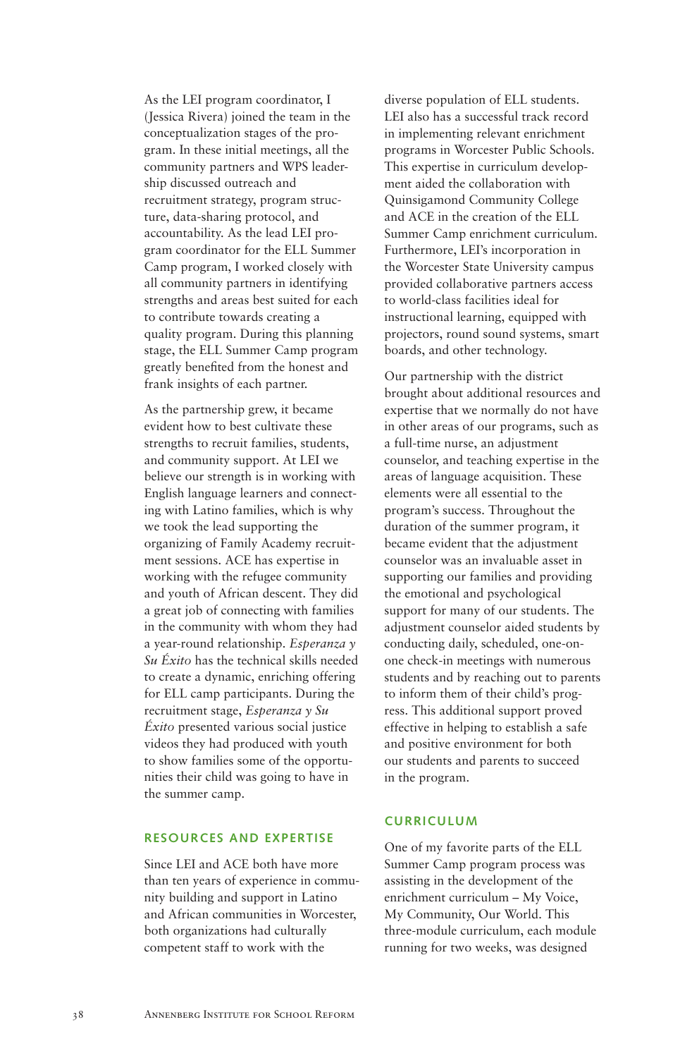As the LEI program coordinator, I (Jessica Rivera) joined the team in the conceptualization stages of the program. In these initial meetings, all the community partners and WPS leadership discussed outreach and recruitment strategy, program structure, data-sharing protocol, and accountability. As the lead LEI program coordinator for the ELL Summer Camp program, I worked closely with all community partners in identifying strengths and areas best suited for each to contribute towards creating a quality program. During this planning stage, the ELL Summer Camp program greatly benefited from the honest and frank insights of each partner.

As the partnership grew, it became evident how to best cultivate these strengths to recruit families, students, and community support. At LEI we believe our strength is in working with English language learners and connecting with Latino families, which is why we took the lead supporting the organizing of Family Academy recruitment sessions. ACE has expertise in working with the refugee community and youth of African descent. They did a great job of connecting with families in the community with whom they had a year-round relationship. *Esperanza y Su Éxito* has the technical skills needed to create a dynamic, enriching offering for ELL camp participants. During the recruitment stage, *Esperanza y Su Éxito* presented various social justice videos they had produced with youth to show families some of the opportunities their child was going to have in the summer camp.

## RESOURCES AND EXPERTISE

Since LEI and ACE both have more than ten years of experience in community building and support in Latino and African communities in Worcester, both organizations had culturally competent staff to work with the diverse population of ELL students. LEI also has a successful track record in implementing relevant enrichment programs in Worcester Public Schools. This expertise in curriculum development aided the collaboration with Quinsigamond Community College and ACE in the creation of the ELL Summer Camp enrichment curriculum. Furthermore, LEI's incorporation in the Worcester State University campus provided collaborative partners access to world-class facilities ideal for instructional learning, equipped with projectors, round sound systems, smart boards, and other technology.

Our partnership with the district brought about additional resources and expertise that we normally do not have in other areas of our programs, such as a full-time nurse, an adjustment counselor, and teaching expertise in the areas of language acquisition. These elements were all essential to the program's success. Throughout the duration of the summer program, it became evident that the adjustment counselor was an invaluable asset in supporting our families and providing the emotional and psychological support for many of our students. The adjustment counselor aided students by conducting daily, scheduled, one-on-one check-in meetings with numerous students and by reaching out to parents to inform them of their child's progress. This additional support proved effective in helping to establish a safe and positive environment for both our students and parents to succeed in the program.

## CURRICULUM

One of my favorite parts of the ELL Summer Camp program process was assisting in the development of the enrichment curriculum – My Voice, My Community, Our World. This three-module curriculum, each module running for two weeks, was designed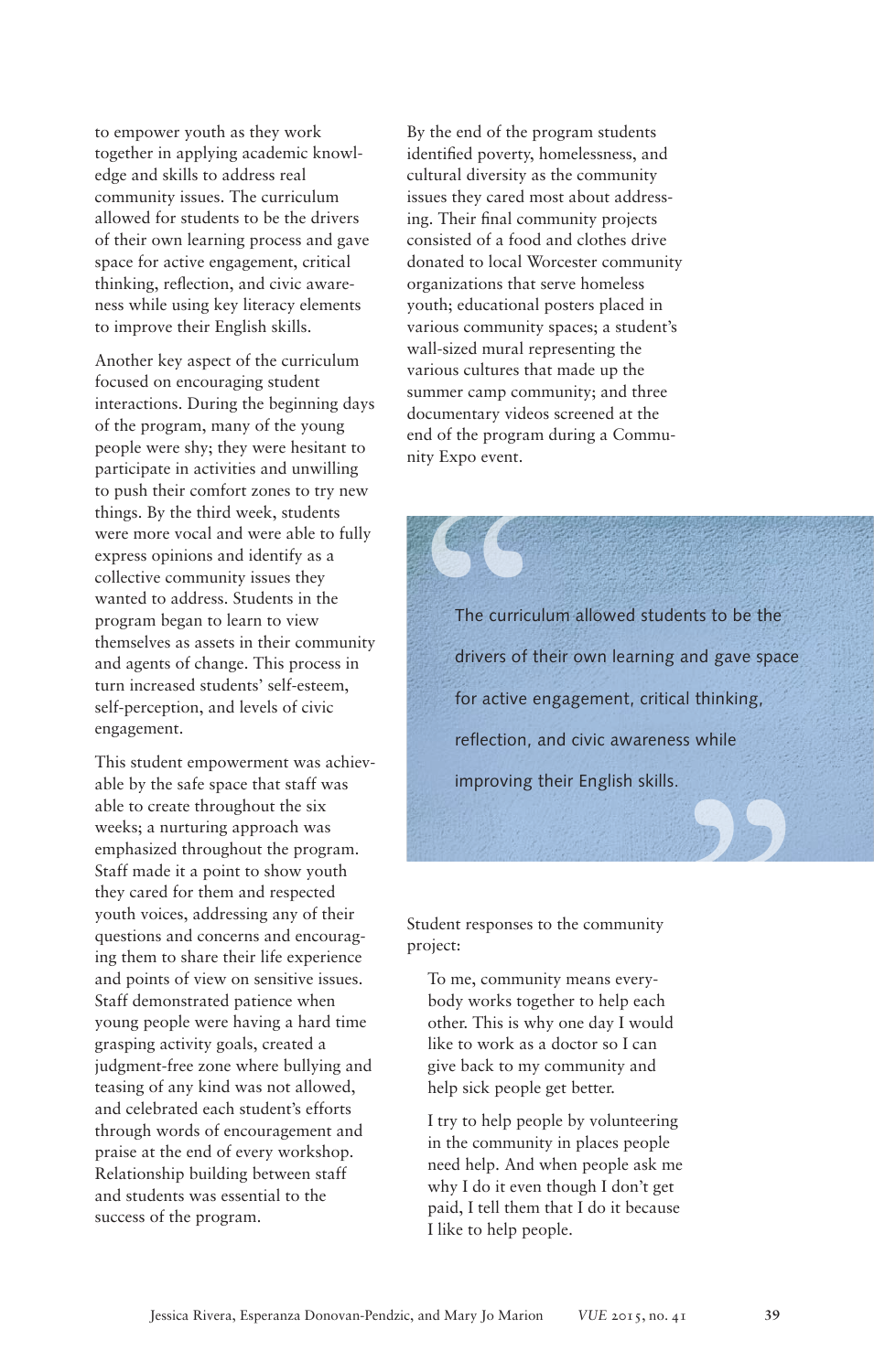to empower youth as they work together in applying academic knowledge and skills to address real community issues. The curriculum allowed for students to be the drivers of their own learning process and gave space for active engagement, critical thinking, reflection, and civic awareness while using key literacy elements to improve their English skills.

Another key aspect of the curriculum focused on encouraging student interactions. During the beginning days of the program, many of the young people were shy; they were hesitant to participate in activities and unwilling to push their comfort zones to try new things. By the third week, students were more vocal and were able to fully express opinions and identify as a collective community issues they wanted to address. Students in the program began to learn to view themselves as assets in their community and agents of change. This process in turn increased students' self-esteem, self-perception, and levels of civic engagement.

This student empowerment was achievable by the safe space that staff was able to create throughout the six weeks; a nurturing approach was emphasized throughout the program. Staff made it a point to show youth they cared for them and respected youth voices, addressing any of their questions and concerns and encouraging them to share their life experience and points of view on sensitive issues. Staff demonstrated patience when young people were having a hard time grasping activity goals, created a judgment-free zone where bullying and teasing of any kind was not allowed, and celebrated each student's efforts through words of encouragement and praise at the end of every workshop. Relationship building between staff and students was essential to the success of the program.

By the end of the program students identified poverty, homelessness, and cultural diversity as the community issues they cared most about addressing. Their final community projects consisted of a food and clothes drive donated to local Worcester community organizations that serve homeless youth; educational posters placed in various community spaces; a student's wall-sized mural representing the various cultures that made up the summer camp community; and three documentary videos screened at the end of the program during a Community Expo event.

> The curriculum allowed students to be the drivers of their own learning and gave space for active engagement, critical thinking, reflection, and civic awareness while improving their English skills.

Student responses to the community project:

> To me, community means everybody works together to help each other. This is why one day I would like to work as a doctor so I can give back to my community and help sick people get better.

> I try to help people by volunteering in the community in places people need help. And when people ask me why I do it even though I don't get paid, I tell them that I do it because I like to help people.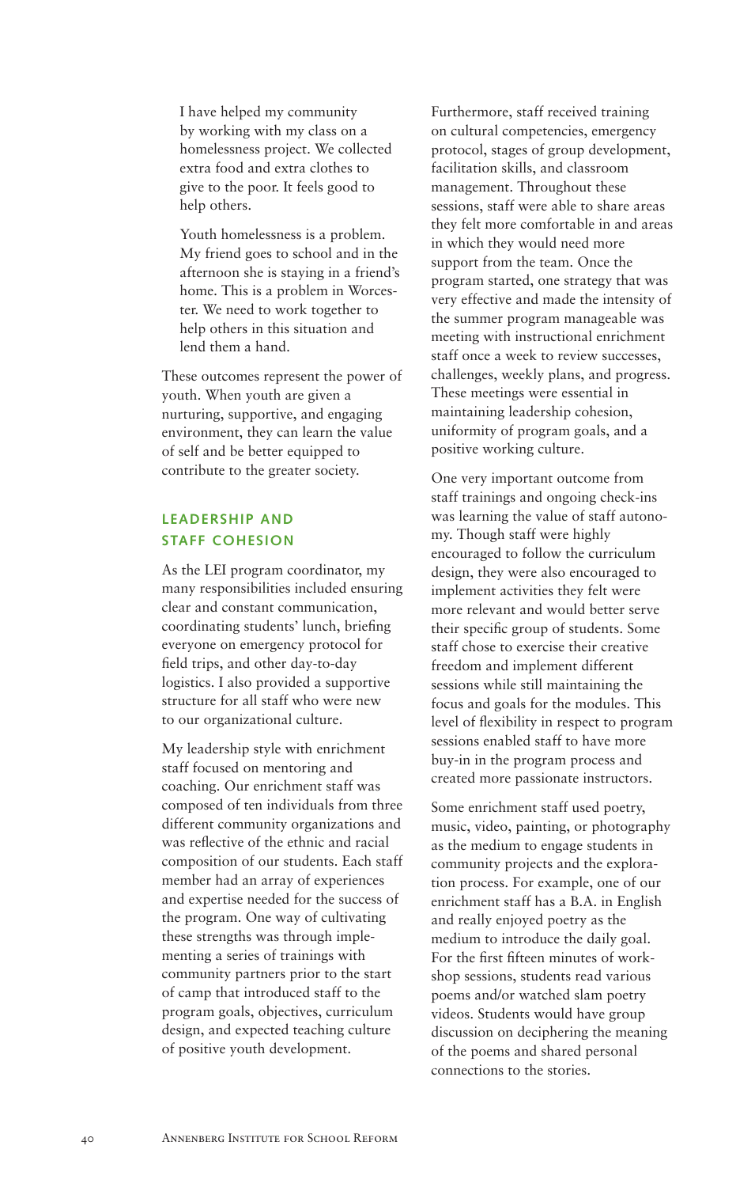> I have helped my community by working with my class on a homelessness project. We collected extra food and extra clothes to give to the poor. It feels good to help others.

> Youth homelessness is a problem. My friend goes to school and in the afternoon she is staying in a friend's home. This is a problem in Worcester. We need to work together to help others in this situation and lend them a hand.

These outcomes represent the power of youth. When youth are given a nurturing, supportive, and engaging environment, they can learn the value of self and be better equipped to contribute to the greater society.

## LEADERSHIP AND STAFF COHESION

As the LEI program coordinator, my many responsibilities included ensuring clear and constant communication, coordinating students' lunch, briefing everyone on emergency protocol for field trips, and other day-to-day logistics. I also provided a supportive structure for all staff who were new to our organizational culture.

My leadership style with enrichment staff focused on mentoring and coaching. Our enrichment staff was composed of ten individuals from three different community organizations and was reflective of the ethnic and racial composition of our students. Each staff member had an array of experiences and expertise needed for the success of the program. One way of cultivating these strengths was through implementing a series of trainings with community partners prior to the start of camp that introduced staff to the program goals, objectives, curriculum design, and expected teaching culture of positive youth development.

Furthermore, staff received training on cultural competencies, emergency protocol, stages of group development, facilitation skills, and classroom management. Throughout these sessions, staff were able to share areas they felt more comfortable in and areas in which they would need more support from the team. Once the program started, one strategy that was very effective and made the intensity of the summer program manageable was meeting with instructional enrichment staff once a week to review successes, challenges, weekly plans, and progress. These meetings were essential in maintaining leadership cohesion, uniformity of program goals, and a positive working culture.

One very important outcome from staff trainings and ongoing check-ins was learning the value of staff autonomy. Though staff were highly encouraged to follow the curriculum design, they were also encouraged to implement activities they felt were more relevant and would better serve their specific group of students. Some staff chose to exercise their creative freedom and implement different sessions while still maintaining the focus and goals for the modules. This level of flexibility in respect to program sessions enabled staff to have more buy-in in the program process and created more passionate instructors.

Some enrichment staff used poetry, music, video, painting, or photography as the medium to engage students in community projects and the exploration process. For example, one of our enrichment staff has a B.A. in English and really enjoyed poetry as the medium to introduce the daily goal. For the first fifteen minutes of workshop sessions, students read various poems and/or watched slam poetry videos. Students would have group discussion on deciphering the meaning of the poems and shared personal connections to the stories.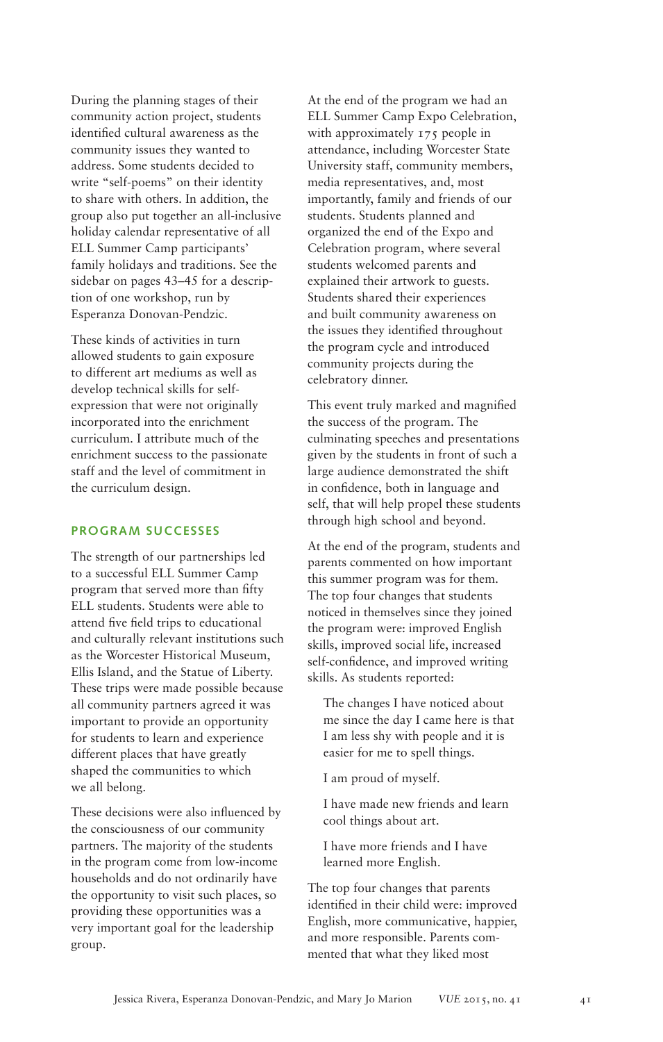During the planning stages of their community action project, students identified cultural awareness as the community issues they wanted to address. Some students decided to write "self-poems" on their identity to share with others. In addition, the group also put together an all-inclusive holiday calendar representative of all ELL Summer Camp participants' family holidays and traditions. See the sidebar on pages 43–45 for a description of one workshop, run by Esperanza Donovan-Pendzic.

These kinds of activities in turn allowed students to gain exposure to different art mediums as well as develop technical skills for self-expression that were not originally incorporated into the enrichment curriculum. I attribute much of the enrichment success to the passionate staff and the level of commitment in the curriculum design.

## PROGRAM SUCCESSES

The strength of our partnerships led to a successful ELL Summer Camp program that served more than fifty ELL students. Students were able to attend five field trips to educational and culturally relevant institutions such as the Worcester Historical Museum, Ellis Island, and the Statue of Liberty. These trips were made possible because all community partners agreed it was important to provide an opportunity for students to learn and experience different places that have greatly shaped the communities to which we all belong.

These decisions were also influenced by the consciousness of our community partners. The majority of the students in the program come from low-income households and do not ordinarily have the opportunity to visit such places, so providing these opportunities was a very important goal for the leadership group.

At the end of the program we had an ELL Summer Camp Expo Celebration, with approximately 175 people in attendance, including Worcester State University staff, community members, media representatives, and, most importantly, family and friends of our students. Students planned and organized the end of the Expo and Celebration program, where several students welcomed parents and explained their artwork to guests. Students shared their experiences and built community awareness on the issues they identified throughout the program cycle and introduced community projects during the celebratory dinner.

This event truly marked and magnified the success of the program. The culminating speeches and presentations given by the students in front of such a large audience demonstrated the shift in confidence, both in language and self, that will help propel these students through high school and beyond.

At the end of the program, students and parents commented on how important this summer program was for them. The top four changes that students noticed in themselves since they joined the program were: improved English skills, improved social life, increased self-confidence, and improved writing skills. As students reported:

> The changes I have noticed about me since the day I came here is that I am less shy with people and it is easier for me to spell things.
>
> I am proud of myself.
>
> I have made new friends and learn cool things about art.
>
> I have more friends and I have learned more English.

The top four changes that parents identified in their child were: improved English, more communicative, happier, and more responsible. Parents commented that what they liked most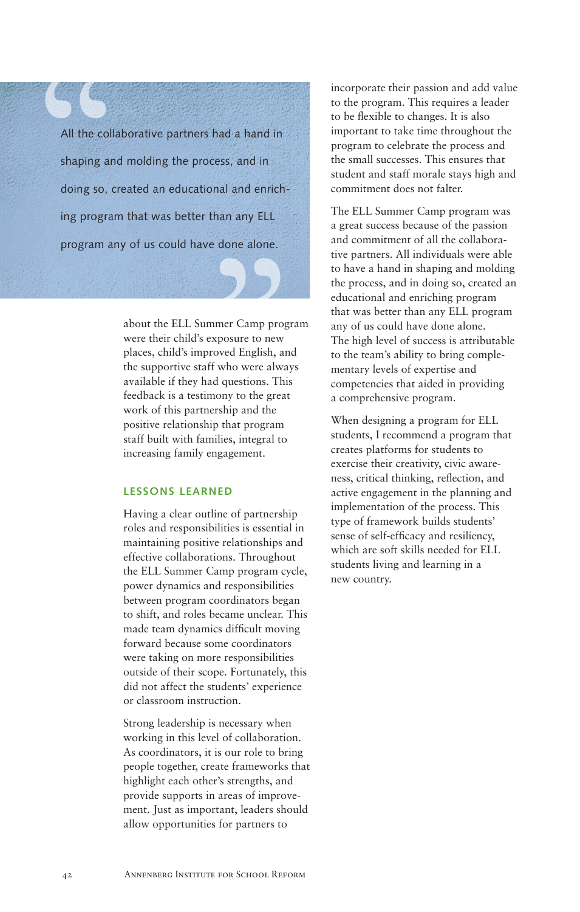> All the collaborative partners had a hand in shaping and molding the process, and in doing so, created an educational and enriching program that was better than any ELL program any of us could have done alone.

about the ELL Summer Camp program were their child's exposure to new places, child's improved English, and the supportive staff who were always available if they had questions. This feedback is a testimony to the great work of this partnership and the positive relationship that program staff built with families, integral to increasing family engagement.

## LESSONS LEARNED

Having a clear outline of partnership roles and responsibilities is essential in maintaining positive relationships and effective collaborations. Throughout the ELL Summer Camp program cycle, power dynamics and responsibilities between program coordinators began to shift, and roles became unclear. This made team dynamics difficult moving forward because some coordinators were taking on more responsibilities outside of their scope. Fortunately, this did not affect the students' experience or classroom instruction.

Strong leadership is necessary when working in this level of collaboration. As coordinators, it is our role to bring people together, create frameworks that highlight each other's strengths, and provide supports in areas of improvement. Just as important, leaders should allow opportunities for partners to incorporate their passion and add value to the program. This requires a leader to be flexible to changes. It is also important to take time throughout the program to celebrate the process and the small successes. This ensures that student and staff morale stays high and commitment does not falter.

The ELL Summer Camp program was a great success because of the passion and commitment of all the collaborative partners. All individuals were able to have a hand in shaping and molding the process, and in doing so, created an educational and enriching program that was better than any ELL program any of us could have done alone. The high level of success is attributable to the team's ability to bring complementary levels of expertise and competencies that aided in providing a comprehensive program.

When designing a program for ELL students, I recommend a program that creates platforms for students to exercise their creativity, civic awareness, critical thinking, reflection, and active engagement in the planning and implementation of the process. This type of framework builds students' sense of self-efficacy and resiliency, which are soft skills needed for ELL students living and learning in a new country.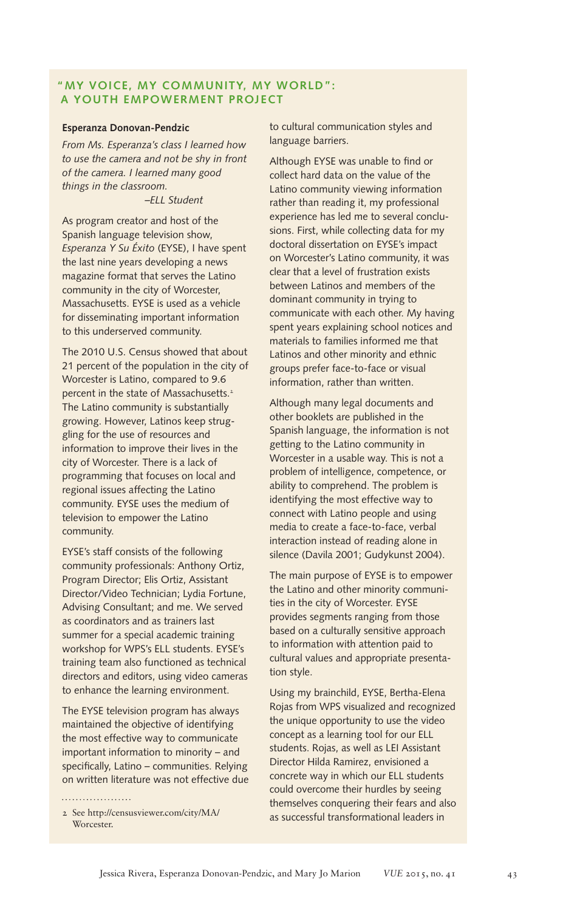## "MY VOICE, MY COMMUNITY, MY WORLD": A YOUTH EMPOWERMENT PROJECT

**Esperanza Donovan-Pendzic**

*From Ms. Esperanza's class I learned how to use the camera and not be shy in front of the camera. I learned many good things in the classroom.*

–*ELL Student*

As program creator and host of the Spanish language television show, *Esperanza Y Su Éxito* (EYSE), I have spent the last nine years developing a news magazine format that serves the Latino community in the city of Worcester, Massachusetts. EYSE is used as a vehicle for disseminating important information to this underserved community.

The 2010 U.S. Census showed that about 21 percent of the population in the city of Worcester is Latino, compared to 9.6 percent in the state of Massachusetts.[2] The Latino community is substantially growing. However, Latinos keep struggling for the use of resources and information to improve their lives in the city of Worcester. There is a lack of programming that focuses on local and regional issues affecting the Latino community. EYSE uses the medium of television to empower the Latino community.

EYSE's staff consists of the following community professionals: Anthony Ortiz, Program Director; Elis Ortiz, Assistant Director/Video Technician; Lydia Fortune, Advising Consultant; and me. We served as coordinators and as trainers last summer for a special academic training workshop for WPS's ELL students. EYSE's training team also functioned as technical directors and editors, using video cameras to enhance the learning environment.

The EYSE television program has always maintained the objective of identifying the most effective way to communicate important information to minority – and specifically, Latino – communities. Relying on written literature was not effective due to cultural communication styles and language barriers.

Although EYSE was unable to find or collect hard data on the value of the Latino community viewing information rather than reading it, my professional experience has led me to several conclusions. First, while collecting data for my doctoral dissertation on EYSE's impact on Worcester's Latino community, it was clear that a level of frustration exists between Latinos and members of the dominant community in trying to communicate with each other. My having spent years explaining school notices and materials to families informed me that Latinos and other minority and ethnic groups prefer face-to-face or visual information, rather than written.

Although many legal documents and other booklets are published in the Spanish language, the information is not getting to the Latino community in Worcester in a usable way. This is not a problem of intelligence, competence, or ability to comprehend. The problem is identifying the most effective way to connect with Latino people and using media to create a face-to-face, verbal interaction instead of reading alone in silence (Davila 2001; Gudykunst 2004).

The main purpose of EYSE is to empower the Latino and other minority communities in the city of Worcester. EYSE provides segments ranging from those based on a culturally sensitive approach to information with attention paid to cultural values and appropriate presentation style.

Using my brainchild, EYSE, Bertha-Elena Rojas from WPS visualized and recognized the unique opportunity to use the video concept as a learning tool for our ELL students. Rojas, as well as LEI Assistant Director Hilda Ramirez, envisioned a concrete way in which our ELL students could overcome their hurdles by seeing themselves conquering their fears and also as successful transformational leaders in

2 See http://censusviewer.com/city/MA/Worcester.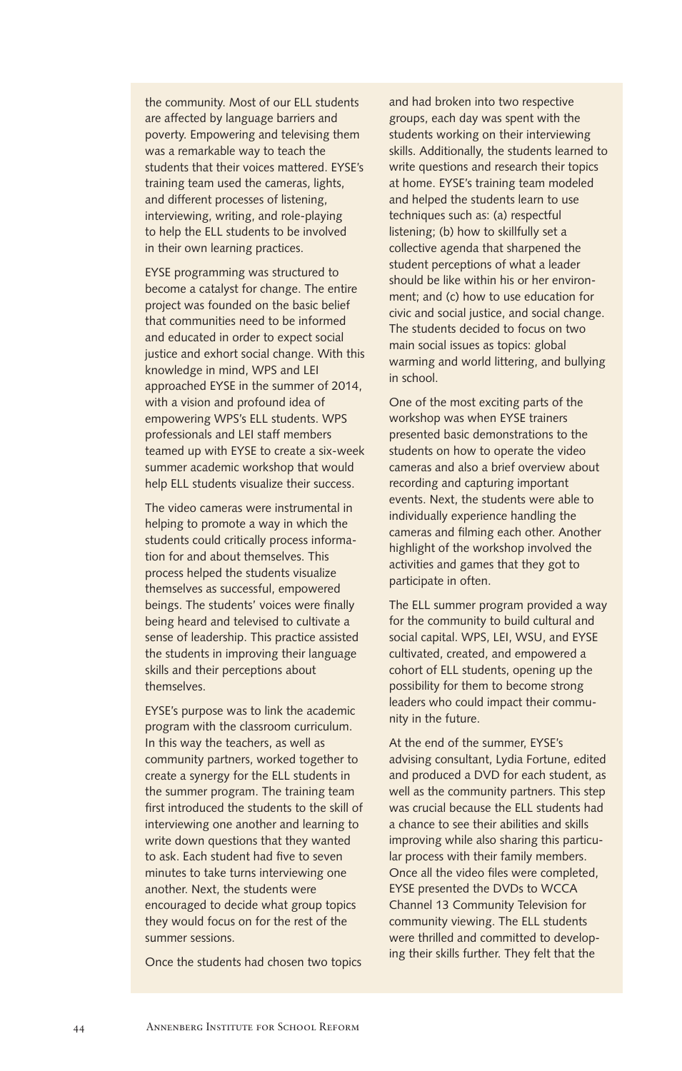the community. Most of our ELL students are affected by language barriers and poverty. Empowering and televising them was a remarkable way to teach the students that their voices mattered. EYSE's training team used the cameras, lights, and different processes of listening, interviewing, writing, and role-playing to help the ELL students to be involved in their own learning practices.

EYSE programming was structured to become a catalyst for change. The entire project was founded on the basic belief that communities need to be informed and educated in order to expect social justice and exhort social change. With this knowledge in mind, WPS and LEI approached EYSE in the summer of 2014, with a vision and profound idea of empowering WPS's ELL students. WPS professionals and LEI staff members teamed up with EYSE to create a six-week summer academic workshop that would help ELL students visualize their success.

The video cameras were instrumental in helping to promote a way in which the students could critically process information for and about themselves. This process helped the students visualize themselves as successful, empowered beings. The students' voices were finally being heard and televised to cultivate a sense of leadership. This practice assisted the students in improving their language skills and their perceptions about themselves.

EYSE's purpose was to link the academic program with the classroom curriculum. In this way the teachers, as well as community partners, worked together to create a synergy for the ELL students in the summer program. The training team first introduced the students to the skill of interviewing one another and learning to write down questions that they wanted to ask. Each student had five to seven minutes to take turns interviewing one another. Next, the students were encouraged to decide what group topics they would focus on for the rest of the summer sessions.

Once the students had chosen two topics and had broken into two respective groups, each day was spent with the students working on their interviewing skills. Additionally, the students learned to write questions and research their topics at home. EYSE's training team modeled and helped the students learn to use techniques such as: (a) respectful listening; (b) how to skillfully set a collective agenda that sharpened the student perceptions of what a leader should be like within his or her environment; and (c) how to use education for civic and social justice, and social change. The students decided to focus on two main social issues as topics: global warming and world littering, and bullying in school.

One of the most exciting parts of the workshop was when EYSE trainers presented basic demonstrations to the students on how to operate the video cameras and also a brief overview about recording and capturing important events. Next, the students were able to individually experience handling the cameras and filming each other. Another highlight of the workshop involved the activities and games that they got to participate in often.

The ELL summer program provided a way for the community to build cultural and social capital. WPS, LEI, WSU, and EYSE cultivated, created, and empowered a cohort of ELL students, opening up the possibility for them to become strong leaders who could impact their community in the future.

At the end of the summer, EYSE's advising consultant, Lydia Fortune, edited and produced a DVD for each student, as well as the community partners. This step was crucial because the ELL students had a chance to see their abilities and skills improving while also sharing this particular process with their family members. Once all the video files were completed, EYSE presented the DVDs to WCCA Channel 13 Community Television for community viewing. The ELL students were thrilled and committed to developing their skills further. They felt that the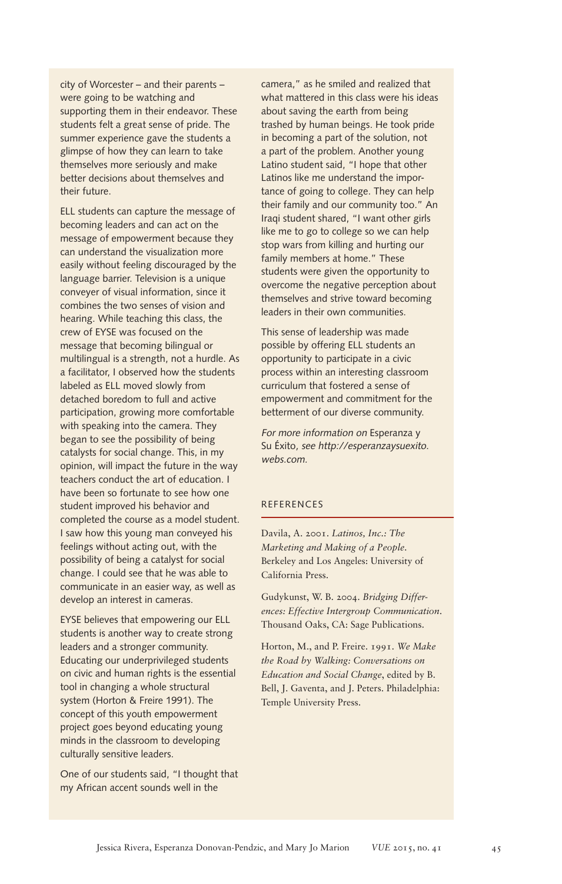city of Worcester – and their parents – were going to be watching and supporting them in their endeavor. These students felt a great sense of pride. The summer experience gave the students a glimpse of how they can learn to take themselves more seriously and make better decisions about themselves and their future.

ELL students can capture the message of becoming leaders and can act on the message of empowerment because they can understand the visualization more easily without feeling discouraged by the language barrier. Television is a unique conveyer of visual information, since it combines the two senses of vision and hearing. While teaching this class, the crew of EYSE was focused on the message that becoming bilingual or multilingual is a strength, not a hurdle. As a facilitator, I observed how the students labeled as ELL moved slowly from detached boredom to full and active participation, growing more comfortable with speaking into the camera. They began to see the possibility of being catalysts for social change. This, in my opinion, will impact the future in the way teachers conduct the art of education. I have been so fortunate to see how one student improved his behavior and completed the course as a model student. I saw how this young man conveyed his feelings without acting out, with the possibility of being a catalyst for social change. I could see that he was able to communicate in an easier way, as well as develop an interest in cameras.

EYSE believes that empowering our ELL students is another way to create strong leaders and a stronger community. Educating our underprivileged students on civic and human rights is the essential tool in changing a whole structural system (Horton & Freire 1991). The concept of this youth empowerment project goes beyond educating young minds in the classroom to developing culturally sensitive leaders.

One of our students said, "I thought that my African accent sounds well in the camera," as he smiled and realized that what mattered in this class were his ideas about saving the earth from being trashed by human beings. He took pride in becoming a part of the solution, not a part of the problem. Another young Latino student said, "I hope that other Latinos like me understand the importance of going to college. They can help their family and our community too." An Iraqi student shared, "I want other girls like me to go to college so we can help stop wars from killing and hurting our family members at home." These students were given the opportunity to overcome the negative perception about themselves and strive toward becoming leaders in their own communities.

This sense of leadership was made possible by offering ELL students an opportunity to participate in a civic process within an interesting classroom curriculum that fostered a sense of empowerment and commitment for the betterment of our diverse community.

*For more information on* Esperanza y Su Éxito, *see http://esperanzaysuexito.webs.com.*

## REFERENCES

Davila, A. 2001. *Latinos, Inc.: The Marketing and Making of a People*. Berkeley and Los Angeles: University of California Press.

Gudykunst, W. B. 2004. *Bridging Differences: Effective Intergroup Communication*. Thousand Oaks, CA: Sage Publications.

Horton, M., and P. Freire. 1991. *We Make the Road by Walking: Conversations on Education and Social Change*, edited by B. Bell, J. Gaventa, and J. Peters. Philadelphia: Temple University Press.